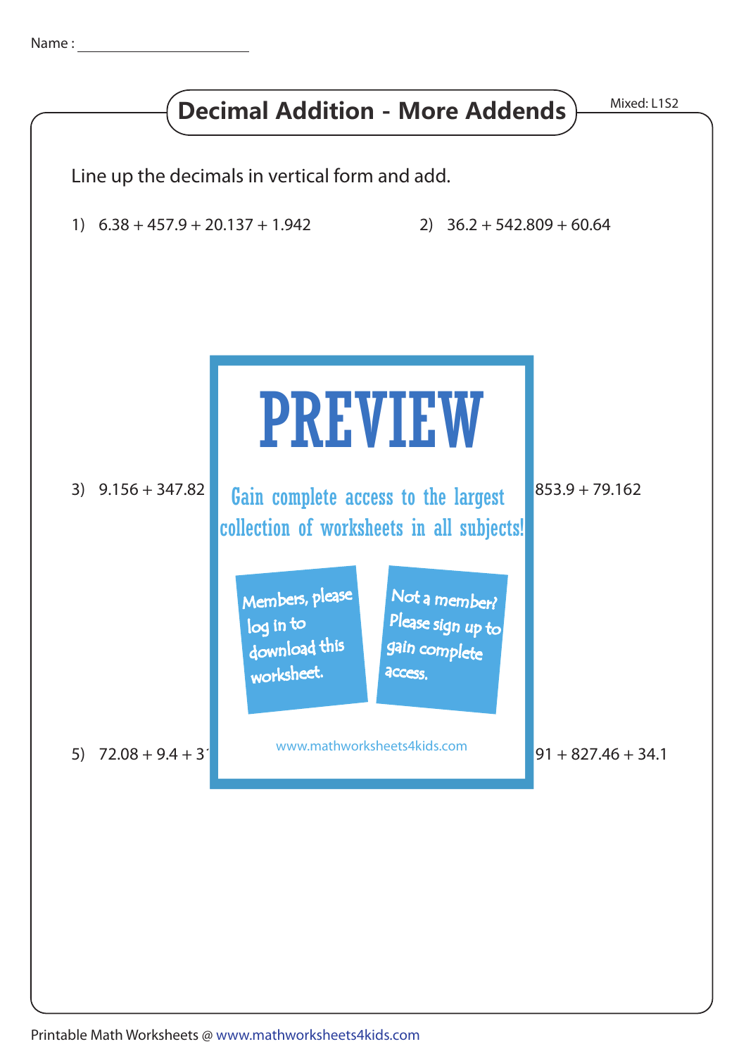Name : ____________________

# Decimal Addition - More Addends

Mixed: L1S2

Line up the decimals in vertical form and add.

1) 6.38 + 457.9 + 20.137 + 1.942

2) 36.2 + 542.809 + 60.64

3) 9.156 + 347.82

853.9 + 79.162

PREVIEW

Gain complete access to the largest collection of worksheets in all subjects!

Members, please log in to download this worksheet.

Not a member? Please sign up to gain complete access.

www.mathworksheets4kids.com

5) 72.08 + 9.4 + 3

91 + 827.46 + 34.1

Printable Math Worksheets @ www.mathworksheets4kids.com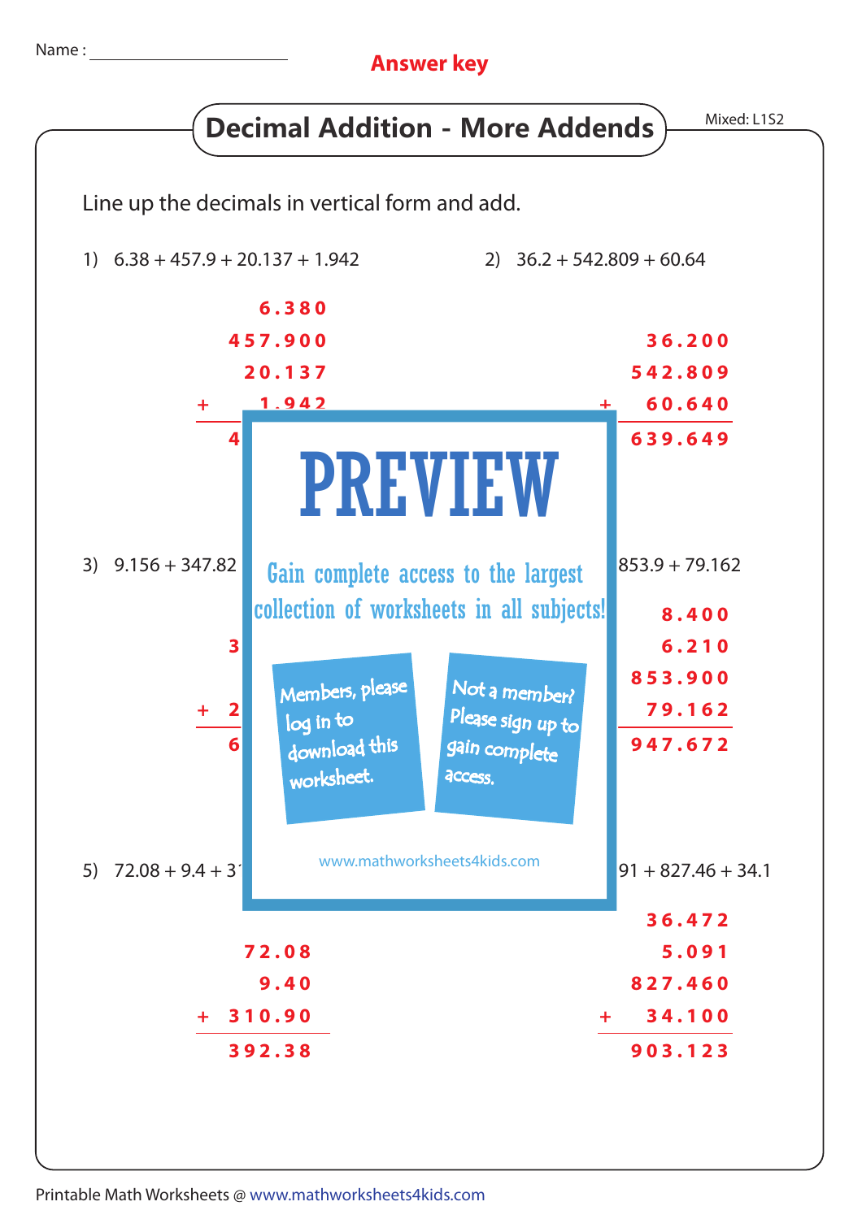Name : ____________________

**Answer key**

# Decimal Addition - More Addends

Mixed: L1S2

Line up the decimals in vertical form and add.

1) 6.38 + 457.9 + 20.137 + 1.942

```
    6.380
  457.900
   20.137
+   1.942
  4
```

2) 36.2 + 542.809 + 60.64

```
   36.200
  542.809
+  60.640
  639.649
```

3) 9.156 + 347.82

```
  3

+ 2
  6
```

4) 853.9 + 79.162

```
    8.400
    6.210
  853.900
   79.162
  947.672
```

5) 72.08 + 9.4 + 3

```
   72.08
    9.40
+ 310.90
  392.38
```

6) 91 + 827.46 + 34.1

```
   36.472
    5.091
  827.460
+  34.100
  903.123
```

PREVIEW

Gain complete access to the largest collection of worksheets in all subjects!

Members, please log in to download this worksheet.

Not a member? Please sign up to gain complete access.

www.mathworksheets4kids.com

Printable Math Worksheets @ www.mathworksheets4kids.com